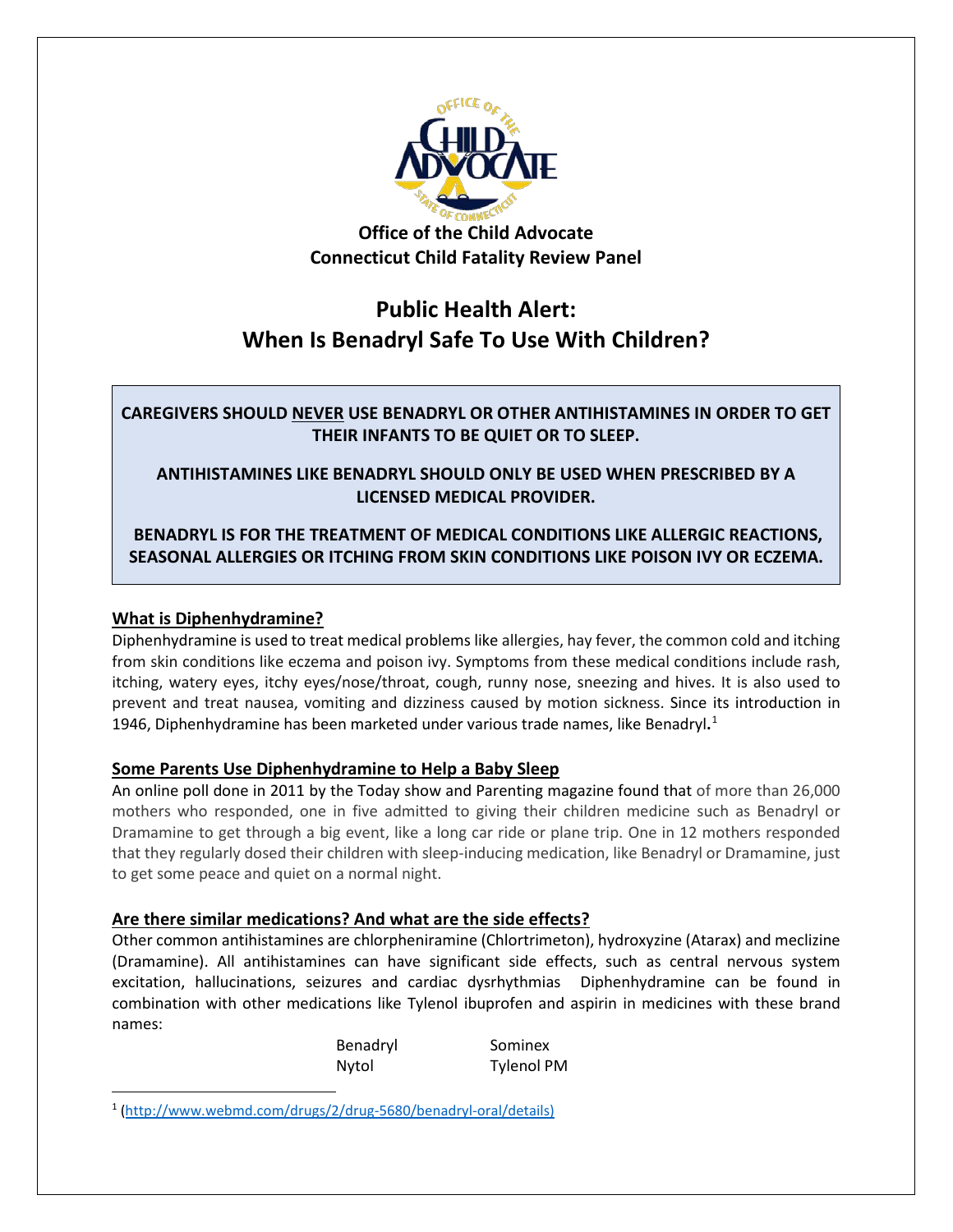**Office of the Child Advocate**
**Connecticut Child Fatality Review Panel**

# Public Health Alert: When Is Benadryl Safe To Use With Children?

**CAREGIVERS SHOULD NEVER USE BENADRYL OR OTHER ANTIHISTAMINES IN ORDER TO GET THEIR INFANTS TO BE QUIET OR TO SLEEP.**

**ANTIHISTAMINES LIKE BENADRYL SHOULD ONLY BE USED WHEN PRESCRIBED BY A LICENSED MEDICAL PROVIDER.**

**BENADRYL IS FOR THE TREATMENT OF MEDICAL CONDITIONS LIKE ALLERGIC REACTIONS, SEASONAL ALLERGIES OR ITCHING FROM SKIN CONDITIONS LIKE POISON IVY OR ECZEMA.**

## What is Diphenhydramine?

Diphenhydramine is used to treat medical problems like allergies, hay fever, the common cold and itching from skin conditions like eczema and poison ivy. Symptoms from these medical conditions include rash, itching, watery eyes, itchy eyes/nose/throat, cough, runny nose, sneezing and hives. It is also used to prevent and treat nausea, vomiting and dizziness caused by motion sickness. Since its introduction in 1946, Diphenhydramine has been marketed under various trade names, like Benadryl.[1]

## Some Parents Use Diphenhydramine to Help a Baby Sleep

An online poll done in 2011 by the Today show and Parenting magazine found that of more than 26,000 mothers who responded, one in five admitted to giving their children medicine such as Benadryl or Dramamine to get through a big event, like a long car ride or plane trip. One in 12 mothers responded that they regularly dosed their children with sleep-inducing medication, like Benadryl or Dramamine, just to get some peace and quiet on a normal night.

## Are there similar medications? And what are the side effects?

Other common antihistamines are chlorpheniramine (Chlortrimeton), hydroxyzine (Atarax) and meclizine (Dramamine). All antihistamines can have significant side effects, such as central nervous system excitation, hallucinations, seizures and cardiac dysrhythmias Diphenhydramine can be found in combination with other medications like Tylenol ibuprofen and aspirin in medicines with these brand names:

| | |
|---|---|
| Benadryl | Sominex |
| Nytol | Tylenol PM |

[1] (http://www.webmd.com/drugs/2/drug-5680/benadryl-oral/details)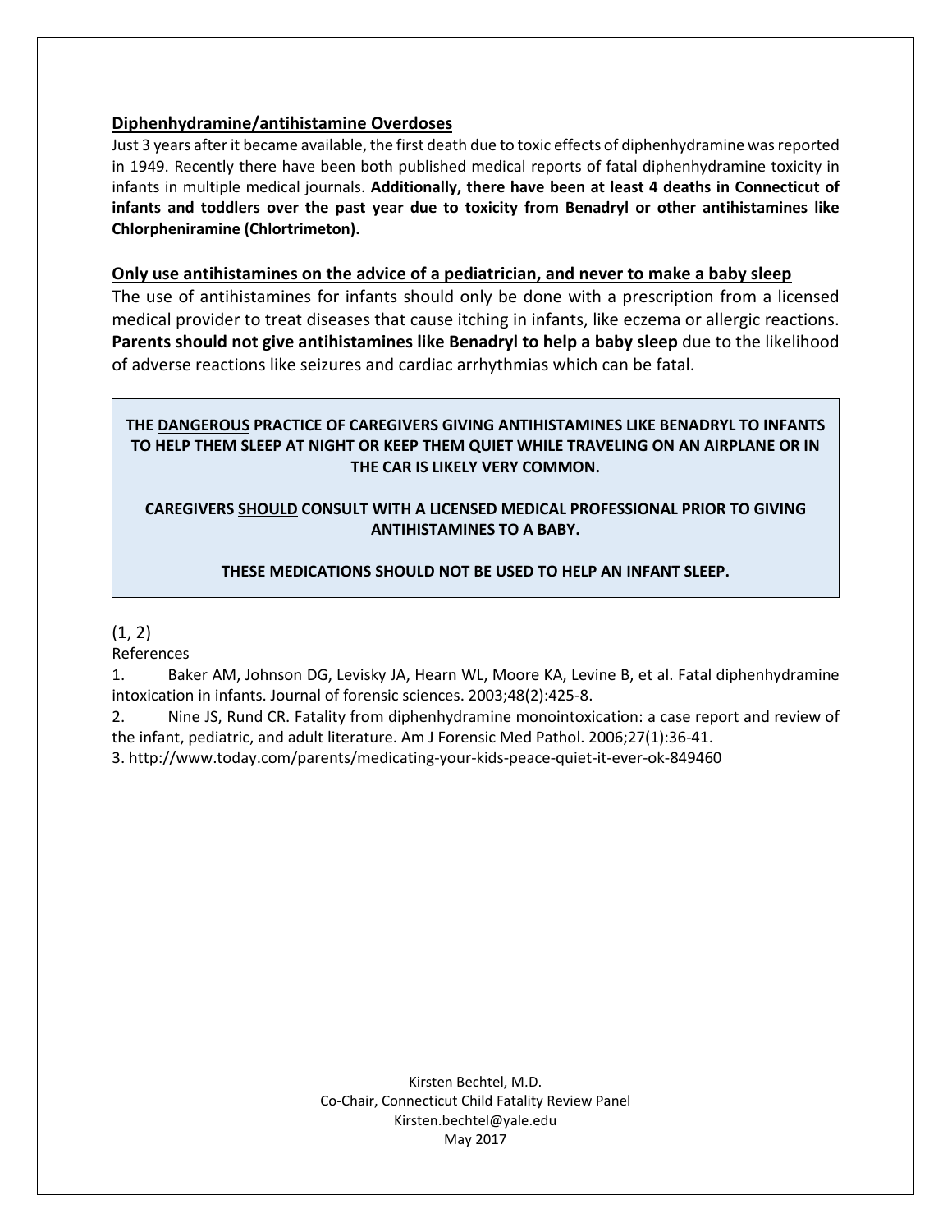## Diphenhydramine/antihistamine Overdoses

Just 3 years after it became available, the first death due to toxic effects of diphenhydramine was reported in 1949. Recently there have been both published medical reports of fatal diphenhydramine toxicity in infants in multiple medical journals. **Additionally, there have been at least 4 deaths in Connecticut of infants and toddlers over the past year due to toxicity from Benadryl or other antihistamines like Chlorpheniramine (Chlortrimeton).**

## Only use antihistamines on the advice of a pediatrician, and never to make a baby sleep

The use of antihistamines for infants should only be done with a prescription from a licensed medical provider to treat diseases that cause itching in infants, like eczema or allergic reactions. **Parents should not give antihistamines like Benadryl to help a baby sleep** due to the likelihood of adverse reactions like seizures and cardiac arrhythmias which can be fatal.

**THE <u>DANGEROUS</u> PRACTICE OF CAREGIVERS GIVING ANTIHISTAMINES LIKE BENADRYL TO INFANTS TO HELP THEM SLEEP AT NIGHT OR KEEP THEM QUIET WHILE TRAVELING ON AN AIRPLANE OR IN THE CAR IS LIKELY VERY COMMON.**

**CAREGIVERS <u>SHOULD</u> CONSULT WITH A LICENSED MEDICAL PROFESSIONAL PRIOR TO GIVING ANTIHISTAMINES TO A BABY.**

**THESE MEDICATIONS SHOULD NOT BE USED TO HELP AN INFANT SLEEP.**

(1, 2)

References

1. Baker AM, Johnson DG, Levisky JA, Hearn WL, Moore KA, Levine B, et al. Fatal diphenhydramine intoxication in infants. Journal of forensic sciences. 2003;48(2):425-8.
2. Nine JS, Rund CR. Fatality from diphenhydramine monointoxication: a case report and review of the infant, pediatric, and adult literature. Am J Forensic Med Pathol. 2006;27(1):36-41.
3. http://www.today.com/parents/medicating-your-kids-peace-quiet-it-ever-ok-849460

Kirsten Bechtel, M.D.
Co-Chair, Connecticut Child Fatality Review Panel
Kirsten.bechtel@yale.edu
May 2017